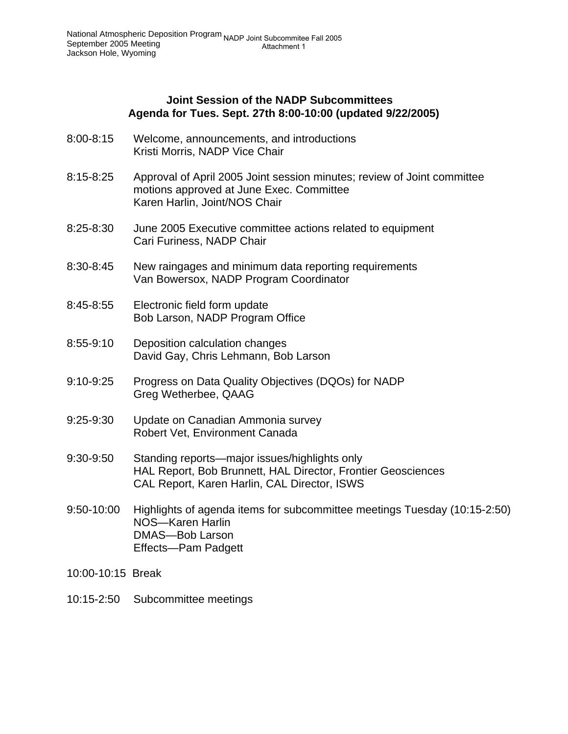National Atmospheric Deposition Program
September 2005 Meeting
Jackson Hole, Wyoming

NADP Joint Subcommitee Fall 2005
Attachment 1

## Joint Session of the NADP Subcommittees
## Agenda for Tues. Sept. 27th 8:00-10:00 (updated 9/22/2005)

8:00-8:15 Welcome, announcements, and introductions
Kristi Morris, NADP Vice Chair

8:15-8:25 Approval of April 2005 Joint session minutes; review of Joint committee motions approved at June Exec. Committee
Karen Harlin, Joint/NOS Chair

8:25-8:30 June 2005 Executive committee actions related to equipment
Cari Furiness, NADP Chair

8:30-8:45 New raingages and minimum data reporting requirements
Van Bowersox, NADP Program Coordinator

8:45-8:55 Electronic field form update
Bob Larson, NADP Program Office

8:55-9:10 Deposition calculation changes
David Gay, Chris Lehmann, Bob Larson

9:10-9:25 Progress on Data Quality Objectives (DQOs) for NADP
Greg Wetherbee, QAAG

9:25-9:30 Update on Canadian Ammonia survey
Robert Vet, Environment Canada

9:30-9:50 Standing reports—major issues/highlights only
HAL Report, Bob Brunnett, HAL Director, Frontier Geosciences
CAL Report, Karen Harlin, CAL Director, ISWS

9:50-10:00 Highlights of agenda items for subcommittee meetings Tuesday (10:15-2:50)
NOS—Karen Harlin
DMAS—Bob Larson
Effects—Pam Padgett

10:00-10:15 Break

10:15-2:50 Subcommittee meetings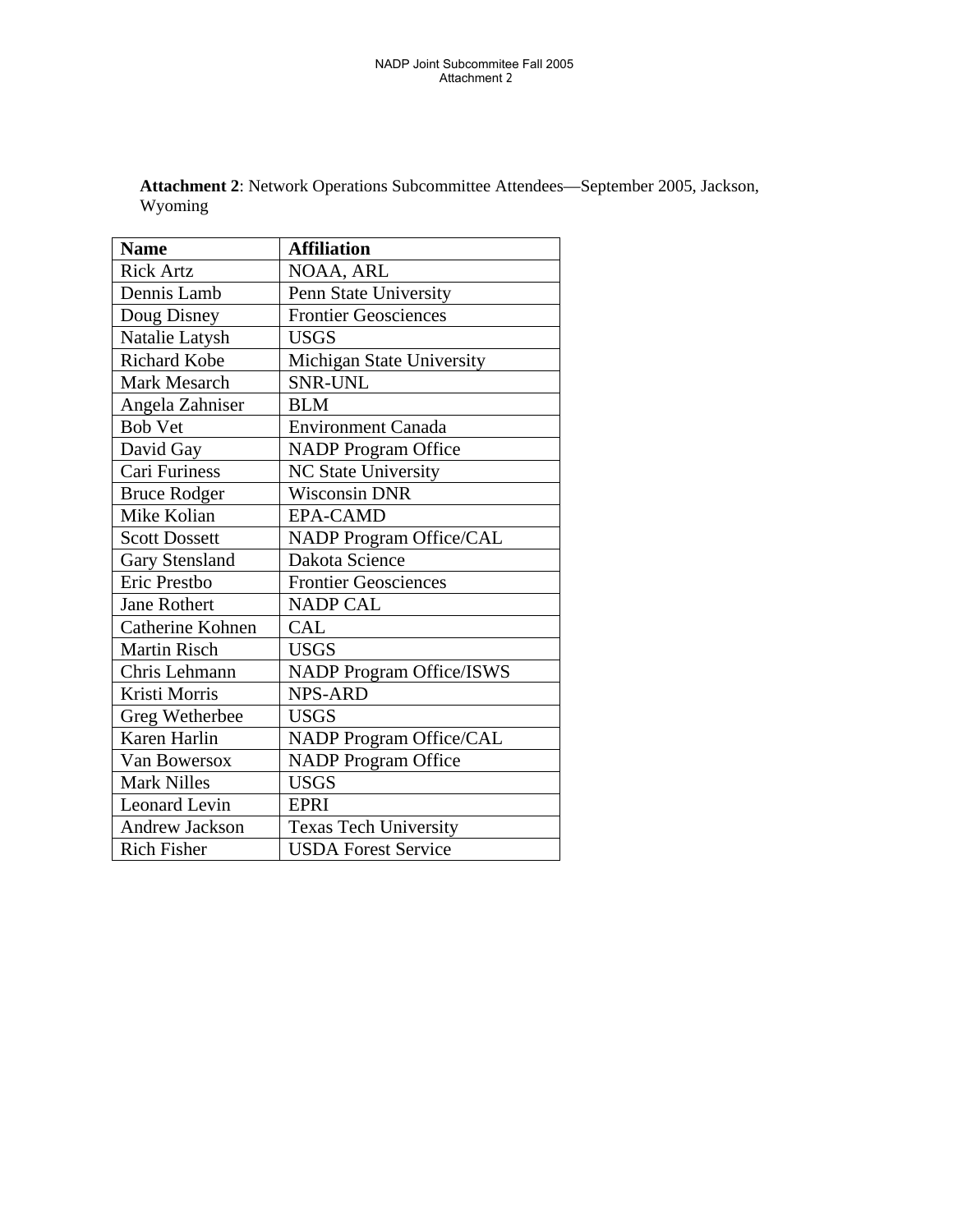**Attachment 2**: Network Operations Subcommittee Attendees—September 2005, Jackson, Wyoming

| **Name** | **Affiliation** |
|---|---|
| Rick Artz | NOAA, ARL |
| Dennis Lamb | Penn State University |
| Doug Disney | Frontier Geosciences |
| Natalie Latysh | USGS |
| Richard Kobe | Michigan State University |
| Mark Mesarch | SNR-UNL |
| Angela Zahniser | BLM |
| Bob Vet | Environment Canada |
| David Gay | NADP Program Office |
| Cari Furiness | NC State University |
| Bruce Rodger | Wisconsin DNR |
| Mike Kolian | EPA-CAMD |
| Scott Dossett | NADP Program Office/CAL |
| Gary Stensland | Dakota Science |
| Eric Prestbo | Frontier Geosciences |
| Jane Rothert | NADP CAL |
| Catherine Kohnen | CAL |
| Martin Risch | USGS |
| Chris Lehmann | NADP Program Office/ISWS |
| Kristi Morris | NPS-ARD |
| Greg Wetherbee | USGS |
| Karen Harlin | NADP Program Office/CAL |
| Van Bowersox | NADP Program Office |
| Mark Nilles | USGS |
| Leonard Levin | EPRI |
| Andrew Jackson | Texas Tech University |
| Rich Fisher | USDA Forest Service |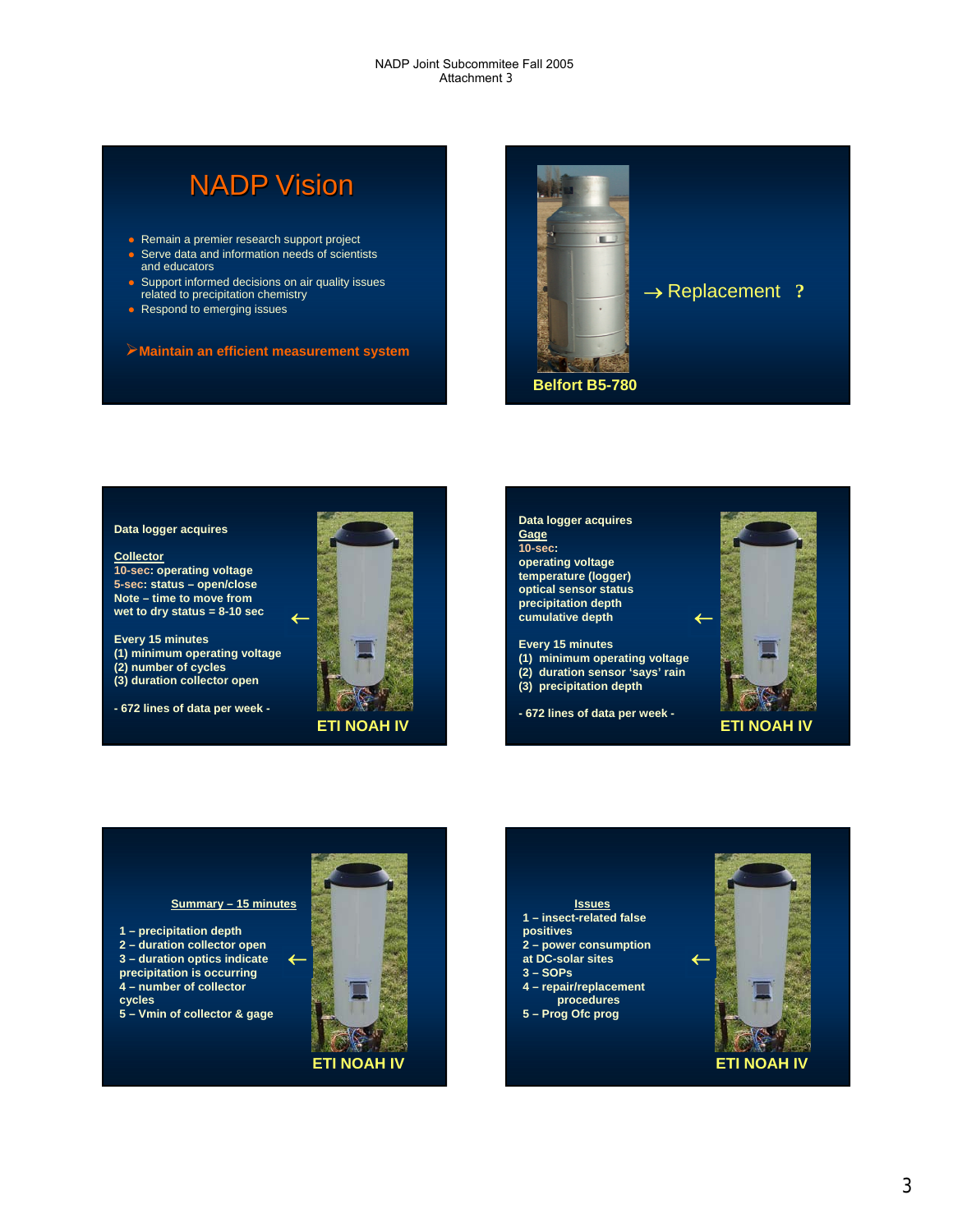# NADP Vision

- Remain a premier research support project
- Serve data and information needs of scientists and educators
- Support informed decisions on air quality issues related to precipitation chemistry
- Respond to emerging issues

➢**Maintain an efficient measurement system**

---

→ Replacement ?

**Belfort B5-780**

---

**Data logger acquires**

**Collector**

**10-sec: operating voltage**
**5-sec: status – open/close**
**Note – time to move from wet to dry status = 8-10 sec**

**Every 15 minutes**
**(1) minimum operating voltage**
**(2) number of cycles**
**(3) duration collector open**

**- 672 lines of data per week -**

←

**ETI NOAH IV**

---

**Data logger acquires**
**Gage**
**10-sec:**
**operating voltage**
**temperature (logger)**
**optical sensor status**
**precipitation depth**
**cumulative depth**

**Every 15 minutes**
**(1) minimum operating voltage**
**(2) duration sensor 'says' rain**
**(3) precipitation depth**

**- 672 lines of data per week -**

←

**ETI NOAH IV**

---

**Summary – 15 minutes**

**1 – precipitation depth**
**2 – duration collector open**
**3 – duration optics indicate precipitation is occurring**
**4 – number of collector cycles**
**5 – Vmin of collector & gage**

←

**ETI NOAH IV**

---

**Issues**
**1 – insect-related false positives**
**2 – power consumption at DC-solar sites**
**3 – SOPs**
**4 – repair/replacement procedures**
**5 – Prog Ofc prog**

←

**ETI NOAH IV**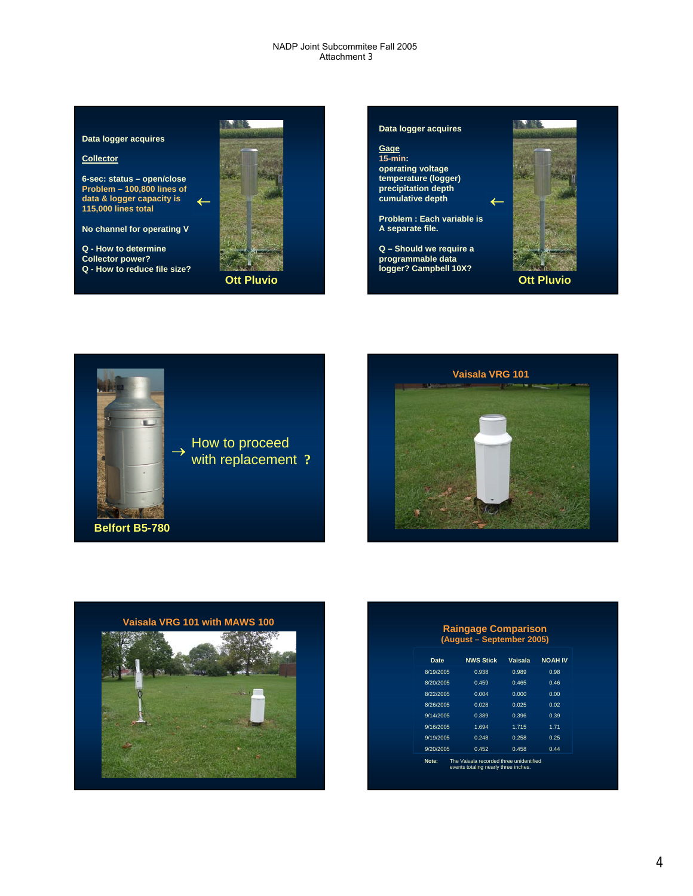NADP Joint Subcommitee Fall 2005
Attachment 3

**Data logger acquires**

**Collector**

**6-sec: status – open/close**
**Problem – 100,800 lines of data & logger capacity is 115,000 lines total**

**No channel for operating V**

**Q - How to determine Collector power?**
**Q - How to reduce file size?**

**Ott Pluvio**

---

**Data logger acquires**

**Gage**
**15-min:**
**operating voltage**
**temperature (logger)**
**precipitation depth**
**cumulative depth**

**Problem : Each variable is A separate file.**

**Q – Should we require a programmable data logger? Campbell 10X?**

**Ott Pluvio**

---

→ How to proceed with replacement ?

**Belfort B5-780**

---

**Vaisala VRG 101**

---

**Vaisala VRG 101 with MAWS 100**

---

**Raingage Comparison**
**(August – September 2005)**

| Date | NWS Stick | Vaisala | NOAH IV |
|---|---|---|---|
| 8/19/2005 | 0.938 | 0.989 | 0.98 |
| 8/20/2005 | 0.459 | 0.465 | 0.46 |
| 8/22/2005 | 0.004 | 0.000 | 0.00 |
| 8/26/2005 | 0.028 | 0.025 | 0.02 |
| 9/14/2005 | 0.389 | 0.396 | 0.39 |
| 9/16/2005 | 1.694 | 1.715 | 1.71 |
| 9/19/2005 | 0.248 | 0.258 | 0.25 |
| 9/20/2005 | 0.452 | 0.458 | 0.44 |

**Note:** The Vaisala recorded three unidentified events totaling nearly three inches.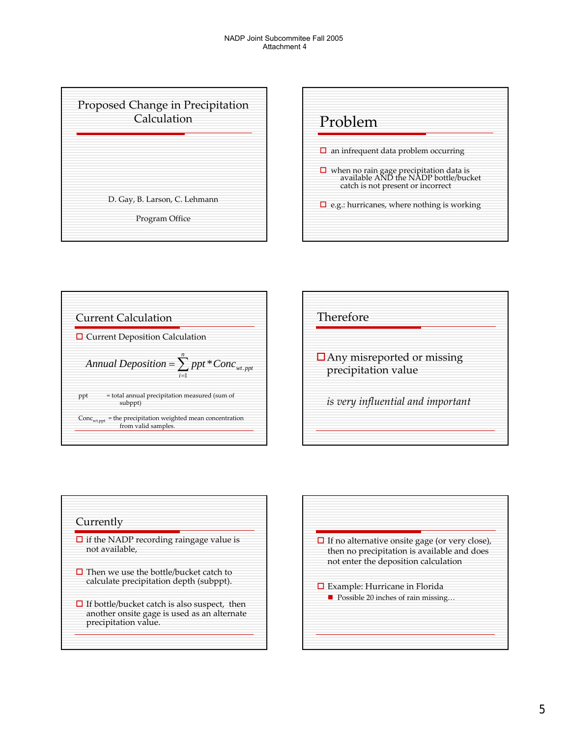## Proposed Change in Precipitation Calculation

D. Gay, B. Larson, C. Lehmann

Program Office

## Problem

- an infrequent data problem occurring
- when no rain gage precipitation data is available AND the NADP bottle/bucket catch is not present or incorrect
- e.g.: hurricanes, where nothing is working

## Current Calculation

- Current Deposition Calculation

$$Annual\ Deposition = \sum_{i=1}^{n} ppt * Conc_{wt.ppt}$$

ppt = total annual precipitation measured (sum of subppt)

$Conc_{wt.ppt}$ = the precipitation weighted mean concentration from valid samples.

## Therefore

- Any misreported or missing precipitation value

*is very influential and important*

## Currently

- if the NADP recording raingage value is not available,
- Then we use the bottle/bucket catch to calculate precipitation depth (subppt).
- If bottle/bucket catch is also suspect, then another onsite gage is used as an alternate precipitation value.

---

- If no alternative onsite gage (or very close), then no precipitation is available and does not enter the deposition calculation
- Example: Hurricane in Florida
  - Possible 20 inches of rain missing…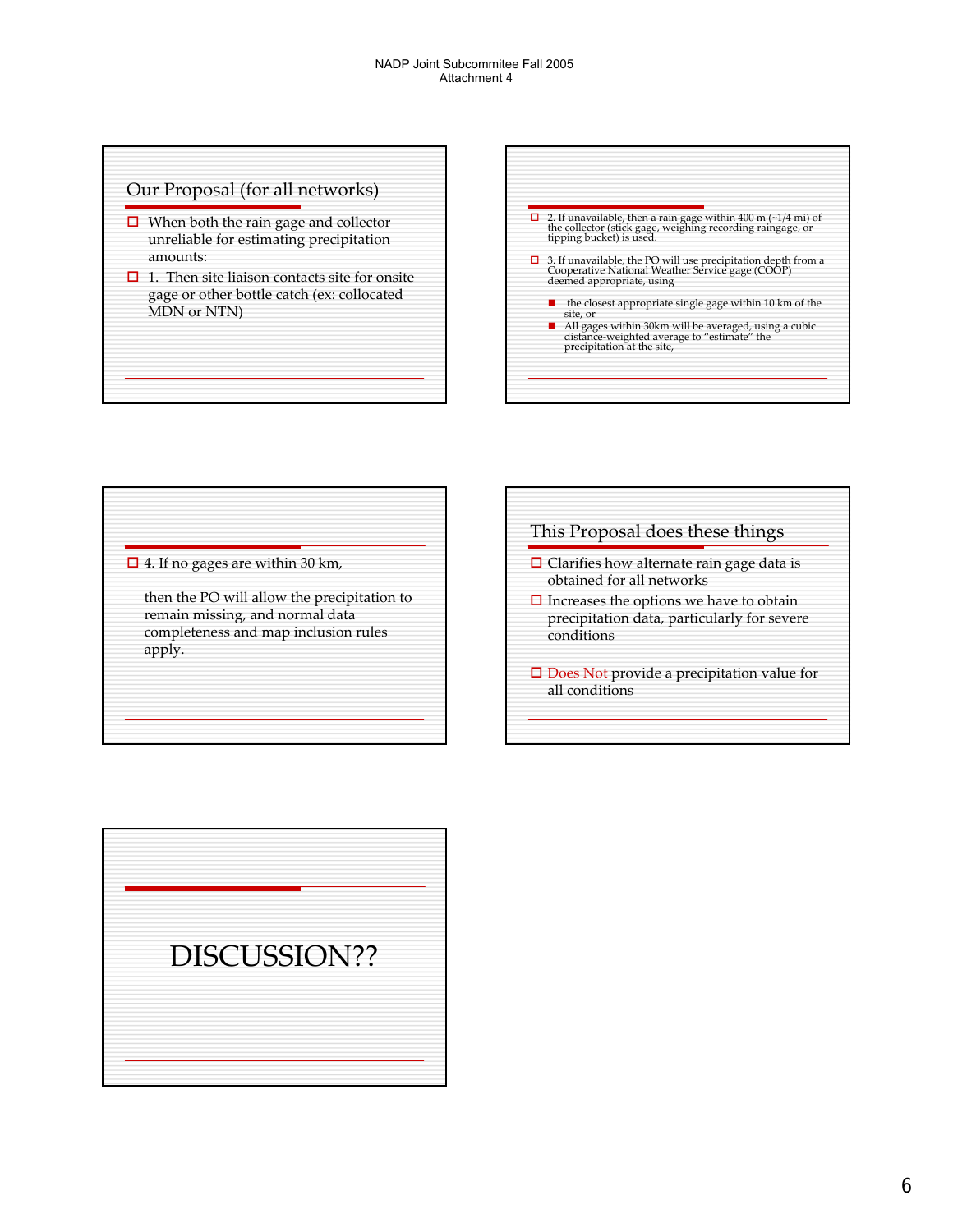## Our Proposal (for all networks)

- When both the rain gage and collector unreliable for estimating precipitation amounts:
- 1. Then site liaison contacts site for onsite gage or other bottle catch (ex: collocated MDN or NTN)

---

- 2. If unavailable, then a rain gage within 400 m (~1/4 mi) of the collector (stick gage, weighing recording raingage, or tipping bucket) is used.
- 3. If unavailable, the PO will use precipitation depth from a Cooperative National Weather Service gage (COOP) deemed appropriate, using
  - the closest appropriate single gage within 10 km of the site, or
  - All gages within 30km will be averaged, using a cubic distance-weighted average to "estimate" the precipitation at the site,

---

- 4. If no gages are within 30 km,

  then the PO will allow the precipitation to remain missing, and normal data completeness and map inclusion rules apply.

---

## This Proposal does these things

- Clarifies how alternate rain gage data is obtained for all networks
- Increases the options we have to obtain precipitation data, particularly for severe conditions
- Does Not provide a precipitation value for all conditions

---

# DISCUSSION??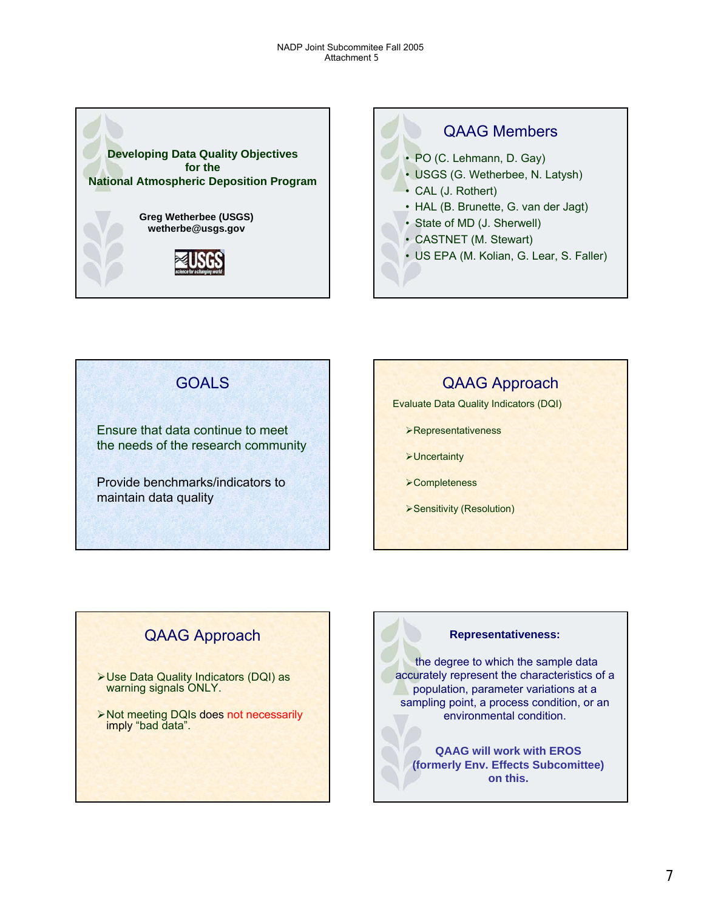NADP Joint Subcommitee Fall 2005
Attachment 5

**Developing Data Quality Objectives for the National Atmospheric Deposition Program**

**Greg Wetherbee (USGS)**
**wetherbe@usgs.gov**

## QAAG Members

- PO (C. Lehmann, D. Gay)
- USGS (G. Wetherbee, N. Latysh)
- CAL (J. Rothert)
- HAL (B. Brunette, G. van der Jagt)
- State of MD (J. Sherwell)
- CASTNET (M. Stewart)
- US EPA (M. Kolian, G. Lear, S. Faller)

## GOALS

Ensure that data continue to meet the needs of the research community

Provide benchmarks/indicators to maintain data quality

## QAAG Approach

Evaluate Data Quality Indicators (DQI)

- Representativeness
- Uncertainty
- Completeness
- Sensitivity (Resolution)

## QAAG Approach

- Use Data Quality Indicators (DQI) as warning signals ONLY.
- Not meeting DQIs does not necessarily imply “bad data”.

**Representativeness:**

the degree to which the sample data accurately represent the characteristics of a population, parameter variations at a sampling point, a process condition, or an environmental condition.

**QAAG will work with EROS (formerly Env. Effects Subcomittee) on this.**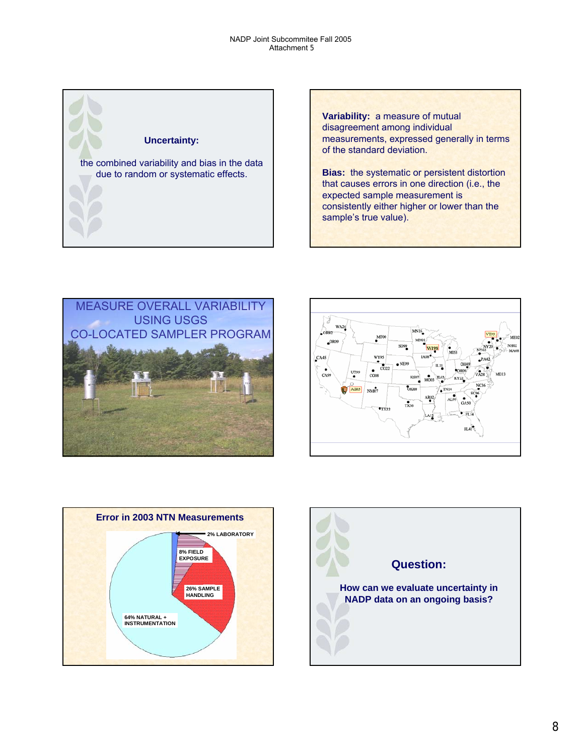**Uncertainty:**

the combined variability and bias in the data due to random or systematic effects.

**Variability:** a measure of mutual disagreement among individual measurements, expressed generally in terms of the standard deviation.

**Bias:** the systematic or persistent distortion that causes errors in one direction (i.e., the expected sample measurement is consistently either higher or lower than the sample's true value).

MEASURE OVERALL VARIABILITY USING USGS CO-LOCATED SAMPLER PROGRAM

**Error in 2003 NTN Measurements**

- 2% LABORATORY
- 8% FIELD EXPOSURE
- 26% SAMPLE HANDLING
- 64% NATURAL + INSTRUMENTATION

**Question:**

**How can we evaluate uncertainty in NADP data on an ongoing basis?**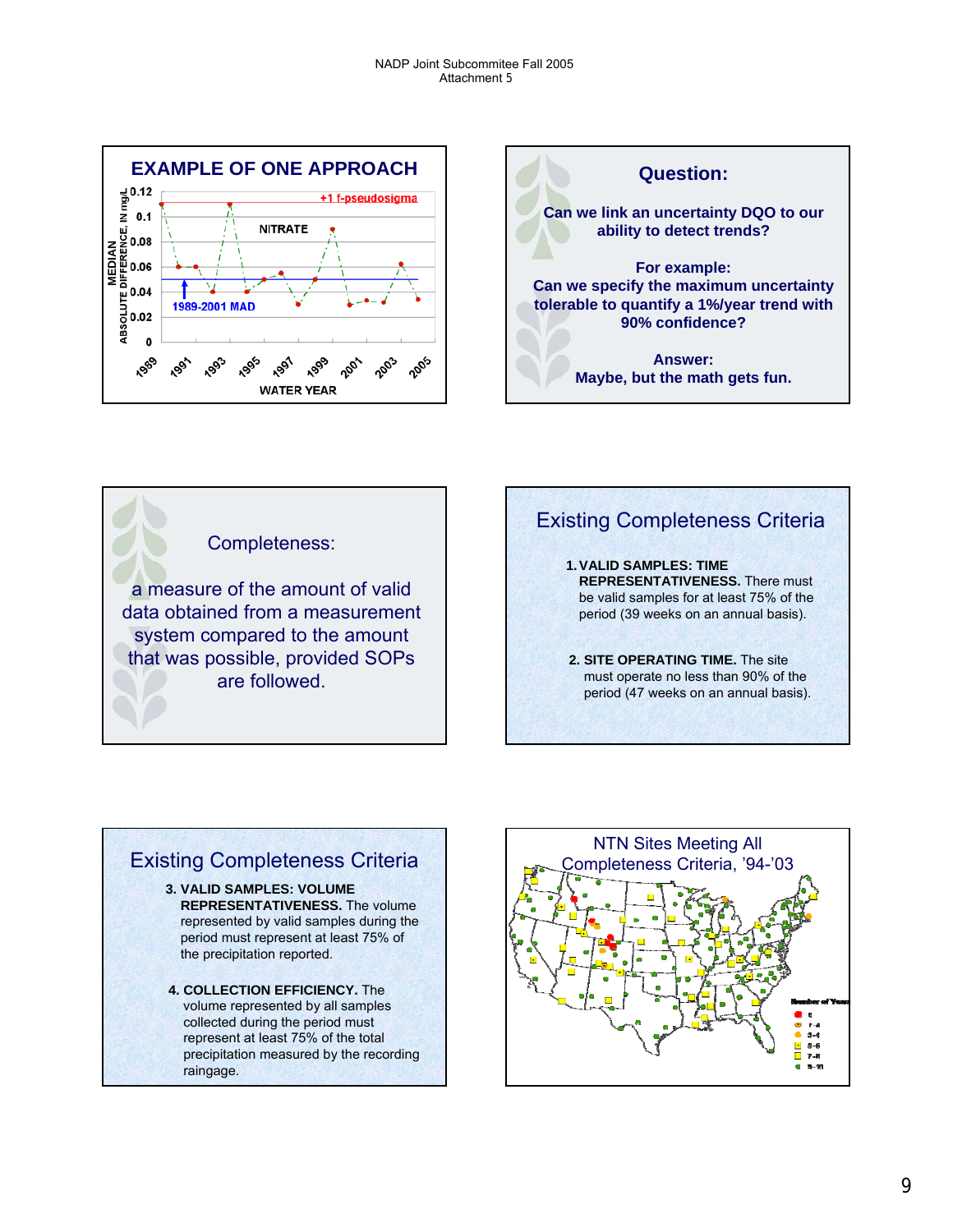## EXAMPLE OF ONE APPROACH

NITRATE

+1 f-pseudosigma

1989-2001 MAD

MEDIAN ABSOLUTE DIFFERENCE, IN mg/L

WATER YEAR

## Question:

**Can we link an uncertainty DQO to our ability to detect trends?**

**For example:**
**Can we specify the maximum uncertainty tolerable to quantify a 1%/year trend with 90% confidence?**

**Answer:**
**Maybe, but the math gets fun.**

## Completeness:

a measure of the amount of valid data obtained from a measurement system compared to the amount that was possible, provided SOPs are followed.

## Existing Completeness Criteria

1. **VALID SAMPLES: TIME REPRESENTATIVENESS.** There must be valid samples for at least 75% of the period (39 weeks on an annual basis).

2. **SITE OPERATING TIME.** The site must operate no less than 90% of the period (47 weeks on an annual basis).

## Existing Completeness Criteria

3. **VALID SAMPLES: VOLUME REPRESENTATIVENESS.** The volume represented by valid samples during the period must represent at least 75% of the precipitation reported.

4. **COLLECTION EFFICIENCY.** The volume represented by all samples collected during the period must represent at least 75% of the total precipitation measured by the recording raingage.

## NTN Sites Meeting All Completeness Criteria, '94-'03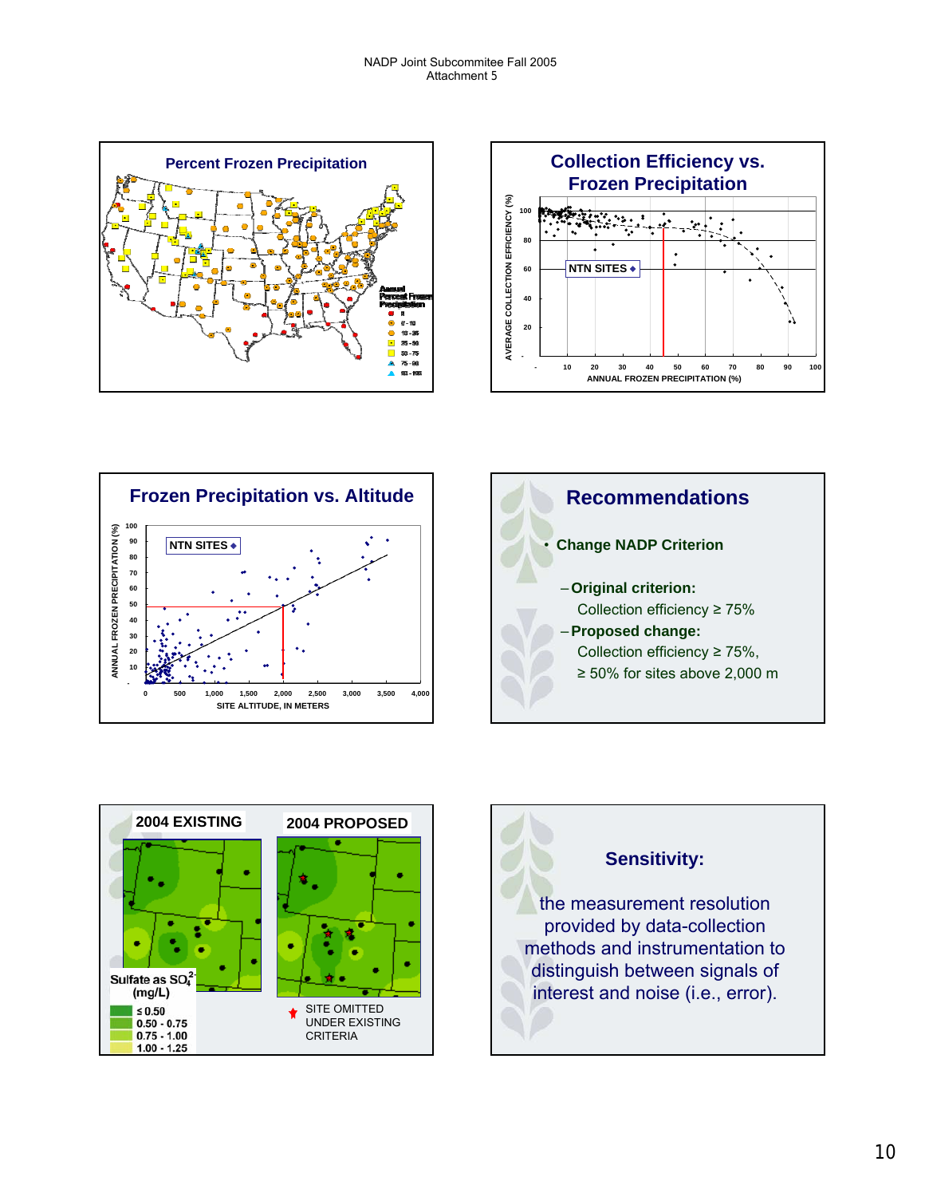## Percent Frozen Precipitation

Annual Percent Frozen Precipitation

## Collection Efficiency vs. Frozen Precipitation

NTN SITES

AVERAGE COLLECTION EFFICIENCY (%)

ANNUAL FROZEN PRECIPITATION (%)

## Frozen Precipitation vs. Altitude

NTN SITES

ANNUAL FROZEN PRECIPITATION (%)

SITE ALTITUDE, IN METERS

## Recommendations

- Change NADP Criterion
  - Original criterion:
    Collection efficiency ≥ 75%
  - Proposed change:
    Collection efficiency ≥ 75%,
    ≥ 50% for sites above 2,000 m

## 2004 EXISTING / 2004 PROPOSED

Sulfate as $SO_4^{2-}$ (mg/L)

- ≤ 0.50
- 0.50 - 0.75
- 0.75 - 1.00
- 1.00 - 1.25

SITE OMITTED UNDER EXISTING CRITERIA

## Sensitivity:

the measurement resolution provided by data-collection methods and instrumentation to distinguish between signals of interest and noise (i.e., error).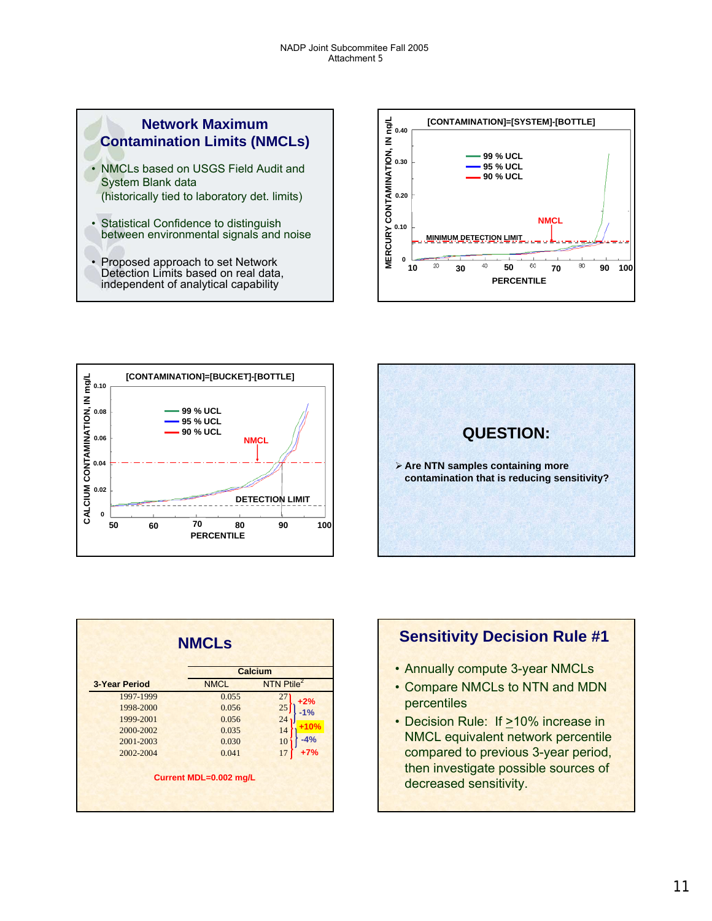## Network Maximum Contamination Limits (NMCLs)

- NMCLs based on USGS Field Audit and System Blank data (historically tied to laboratory det. limits)
- Statistical Confidence to distinguish between environmental signals and noise
- Proposed approach to set Network Detection Limits based on real data, independent of analytical capability

**[CONTAMINATION]=[SYSTEM]-[BOTTLE]**

MERCURY CONTAMINATION, IN ng/L vs. PERCENTILE; 99 % UCL, 95 % UCL, 90 % UCL; NMCL; MINIMUM DETECTION LIMIT

**[CONTAMINATION]=[BUCKET]-[BOTTLE]**

CALCIUM CONTAMINATION, IN mg/L vs. PERCENTILE; 99 % UCL, 95 % UCL, 90 % UCL; NMCL; DETECTION LIMIT

## QUESTION:

- Are NTN samples containing more contamination that is reducing sensitivity?

## NMCLs

| 3-Year Period | Calcium NMCL | Calcium NTN Ptile[2] | Change |
|---|---|---|---|
| 1997-1999 | 0.055 | 27 | |
| 1998-2000 | 0.056 | 25 | +2% |
| 1999-2001 | 0.056 | 24 | -1% |
| 2000-2002 | 0.035 | 14 | +10% |
| 2001-2003 | 0.030 | 10 | -4% |
| 2002-2004 | 0.041 | 17 | +7% |

Current MDL=0.002 mg/L

## Sensitivity Decision Rule #1

- Annually compute 3-year NMCLs
- Compare NMCLs to NTN and MDN percentiles
- Decision Rule: If ≥10% increase in NMCL equivalent network percentile compared to previous 3-year period, then investigate possible sources of decreased sensitivity.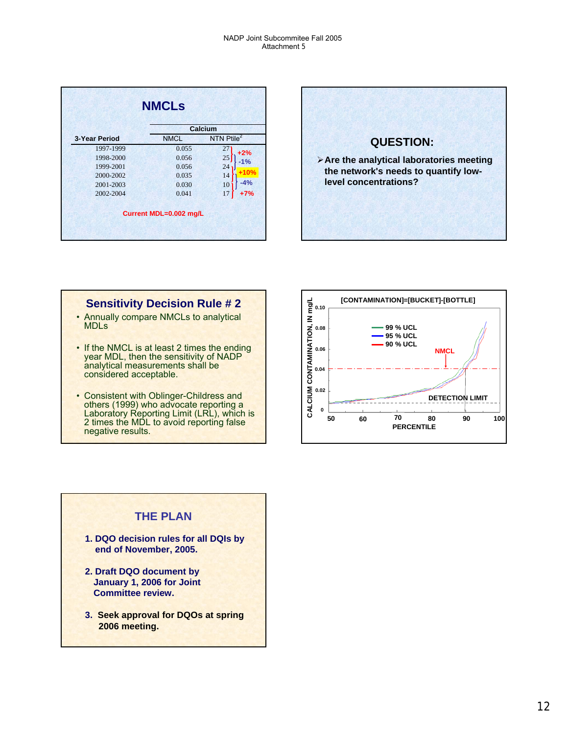## NMCLs

| 3-Year Period | Calcium NMCL | Calcium NTN Ptile[2] | |
|---|---|---|---|
| 1997-1999 | 0.055 | 27 | |
| | | | +2% |
| 1998-2000 | 0.056 | 25 | |
| | | | -1% |
| 1999-2001 | 0.056 | 24 | |
| | | | +10% |
| 2000-2002 | 0.035 | 14 | |
| | | | -4% |
| 2001-2003 | 0.030 | 10 | |
| | | | +7% |
| 2002-2004 | 0.041 | 17 | |

Current MDL=0.002 mg/L

## QUESTION:

- Are the analytical laboratories meeting the network's needs to quantify low-level concentrations?

## Sensitivity Decision Rule # 2

- Annually compare NMCLs to analytical MDLs
- If the NMCL is at least 2 times the ending year MDL, then the sensitivity of NADP analytical measurements shall be considered acceptable.
- Consistent with Oblinger-Childress and others (1999) who advocate reporting a Laboratory Reporting Limit (LRL), which is 2 times the MDL to avoid reporting false negative results.

[CONTAMINATION]=[BUCKET]-[BOTTLE]

CALCIUM CONTAMINATION, IN mg/L vs. PERCENTILE (50–100); legend: 99 % UCL, 95 % UCL, 90 % UCL; labels: NMCL, DETECTION LIMIT

## THE PLAN

1. DQO decision rules for all DQIs by end of November, 2005.
2. Draft DQO document by January 1, 2006 for Joint Committee review.
3. Seek approval for DQOs at spring 2006 meeting.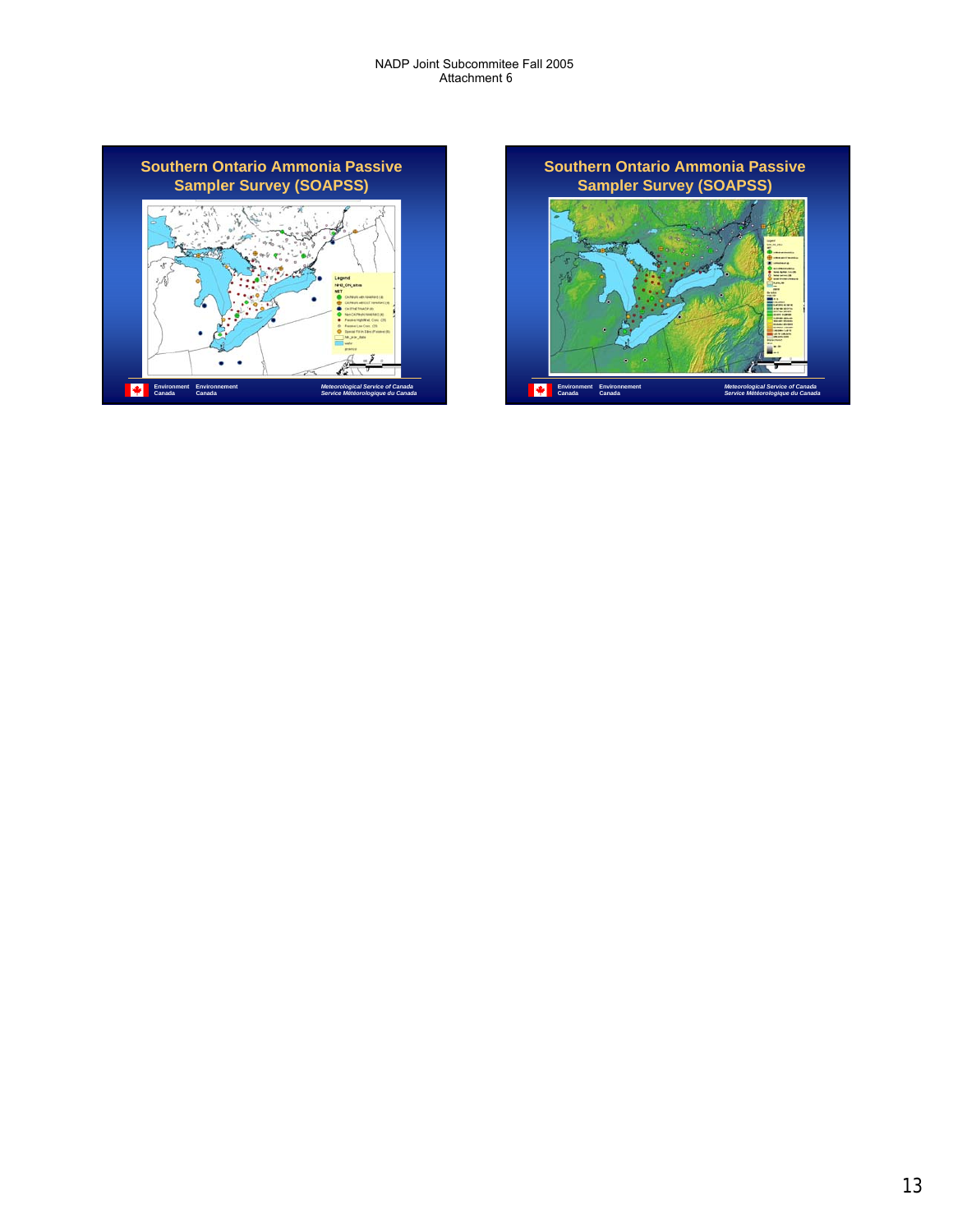## Southern Ontario Ammonia Passive Sampler Survey (SOAPSS)

Legend
NH3_ON_sites
NET
CAPMoN with NH4NO3 (4)
CAPMoN without NH4NO3 (4)
CAPMoN NH4OH (8)
Non-CAPMoN NH4NO3 (4)
Passive High Mod. Conc. (28)
Passive Low Conc. (23)
Special Tri-in Sites (Passive) (6)
NA_prov_state
water
province

Environment Canada  Environnement Canada

*Meteorological Service of Canada*
*Service Météorologique du Canada*

## Southern Ontario Ammonia Passive Sampler Survey (SOAPSS)

Environment Canada  Environnement Canada

*Meteorological Service of Canada*
*Service Météorologique du Canada*